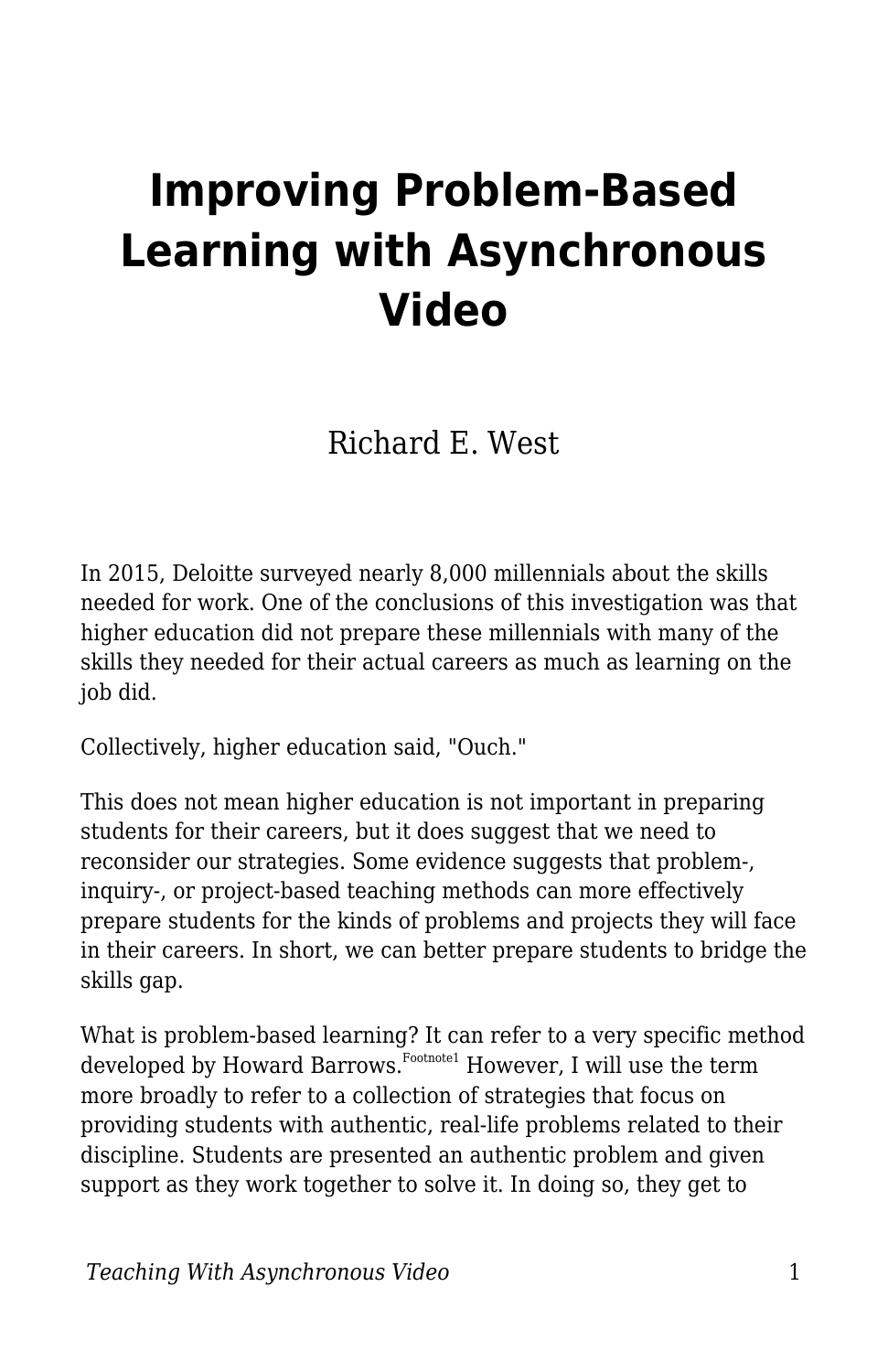# Improving Problem-Based Learning with Asynchronous Video

Richard E. West

In 2015, Deloitte surveyed nearly 8,000 millennials about the skills needed for work. One of the conclusions of this investigation was that higher education did not prepare these millennials with many of the skills they needed for their actual careers as much as learning on the job did.

Collectively, higher education said, "Ouch."

This does not mean higher education is not important in preparing students for their careers, but it does suggest that we need to reconsider our strategies. Some evidence suggests that problem-, inquiry-, or project-based teaching methods can more effectively prepare students for the kinds of problems and projects they will face in their careers. In short, we can better prepare students to bridge the skills gap.

What is problem-based learning? It can refer to a very specific method developed by Howard Barrows.[Footnote1] However, I will use the term more broadly to refer to a collection of strategies that focus on providing students with authentic, real-life problems related to their discipline. Students are presented an authentic problem and given support as they work together to solve it. In doing so, they get to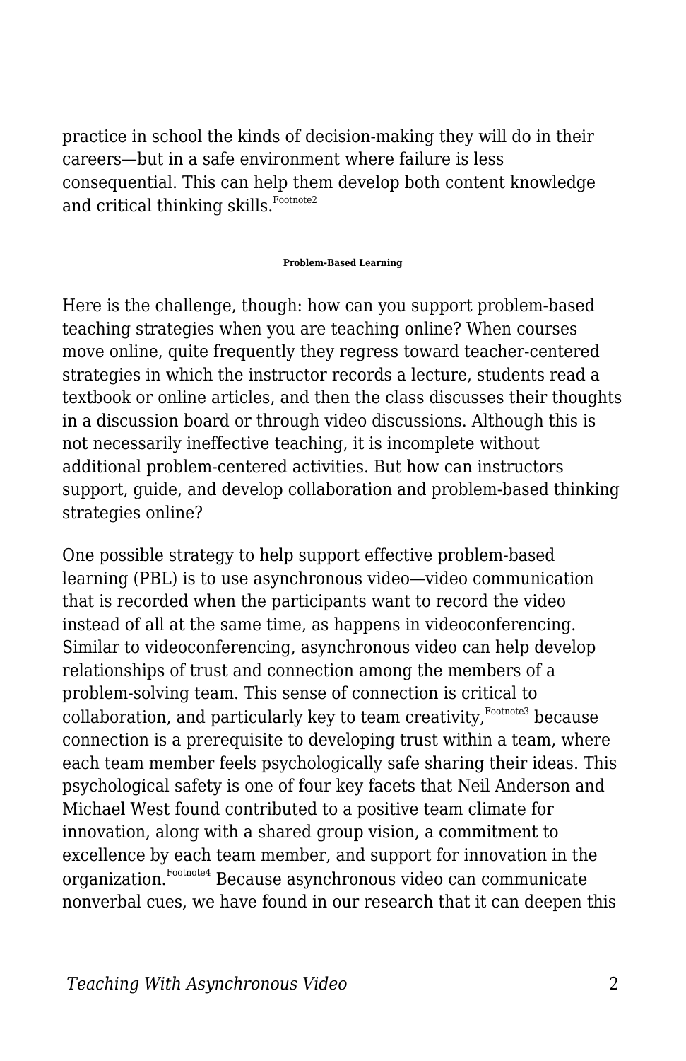practice in school the kinds of decision-making they will do in their careers—but in a safe environment where failure is less consequential. This can help them develop both content knowledge and critical thinking skills.[Footnote2]

#### Problem-Based Learning

Here is the challenge, though: how can you support problem-based teaching strategies when you are teaching online? When courses move online, quite frequently they regress toward teacher-centered strategies in which the instructor records a lecture, students read a textbook or online articles, and then the class discusses their thoughts in a discussion board or through video discussions. Although this is not necessarily ineffective teaching, it is incomplete without additional problem-centered activities. But how can instructors support, guide, and develop collaboration and problem-based thinking strategies online?

One possible strategy to help support effective problem-based learning (PBL) is to use asynchronous video—video communication that is recorded when the participants want to record the video instead of all at the same time, as happens in videoconferencing. Similar to videoconferencing, asynchronous video can help develop relationships of trust and connection among the members of a problem-solving team. This sense of connection is critical to collaboration, and particularly key to team creativity,[Footnote3] because connection is a prerequisite to developing trust within a team, where each team member feels psychologically safe sharing their ideas. This psychological safety is one of four key facets that Neil Anderson and Michael West found contributed to a positive team climate for innovation, along with a shared group vision, a commitment to excellence by each team member, and support for innovation in the organization.[Footnote4] Because asynchronous video can communicate nonverbal cues, we have found in our research that it can deepen this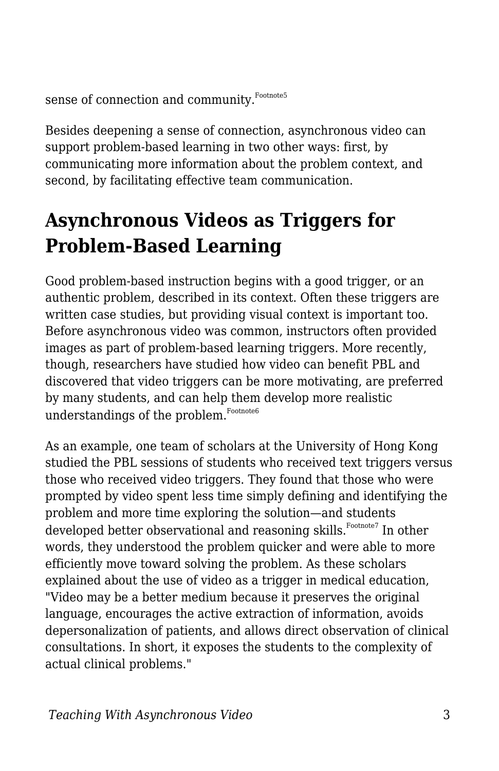sense of connection and community.[Footnote5]

Besides deepening a sense of connection, asynchronous video can support problem-based learning in two other ways: first, by communicating more information about the problem context, and second, by facilitating effective team communication.

## Asynchronous Videos as Triggers for Problem-Based Learning

Good problem-based instruction begins with a good trigger, or an authentic problem, described in its context. Often these triggers are written case studies, but providing visual context is important too. Before asynchronous video was common, instructors often provided images as part of problem-based learning triggers. More recently, though, researchers have studied how video can benefit PBL and discovered that video triggers can be more motivating, are preferred by many students, and can help them develop more realistic understandings of the problem.[Footnote6]

As an example, one team of scholars at the University of Hong Kong studied the PBL sessions of students who received text triggers versus those who received video triggers. They found that those who were prompted by video spent less time simply defining and identifying the problem and more time exploring the solution—and students developed better observational and reasoning skills.[Footnote7] In other words, they understood the problem quicker and were able to more efficiently move toward solving the problem. As these scholars explained about the use of video as a trigger in medical education, "Video may be a better medium because it preserves the original language, encourages the active extraction of information, avoids depersonalization of patients, and allows direct observation of clinical consultations. In short, it exposes the students to the complexity of actual clinical problems."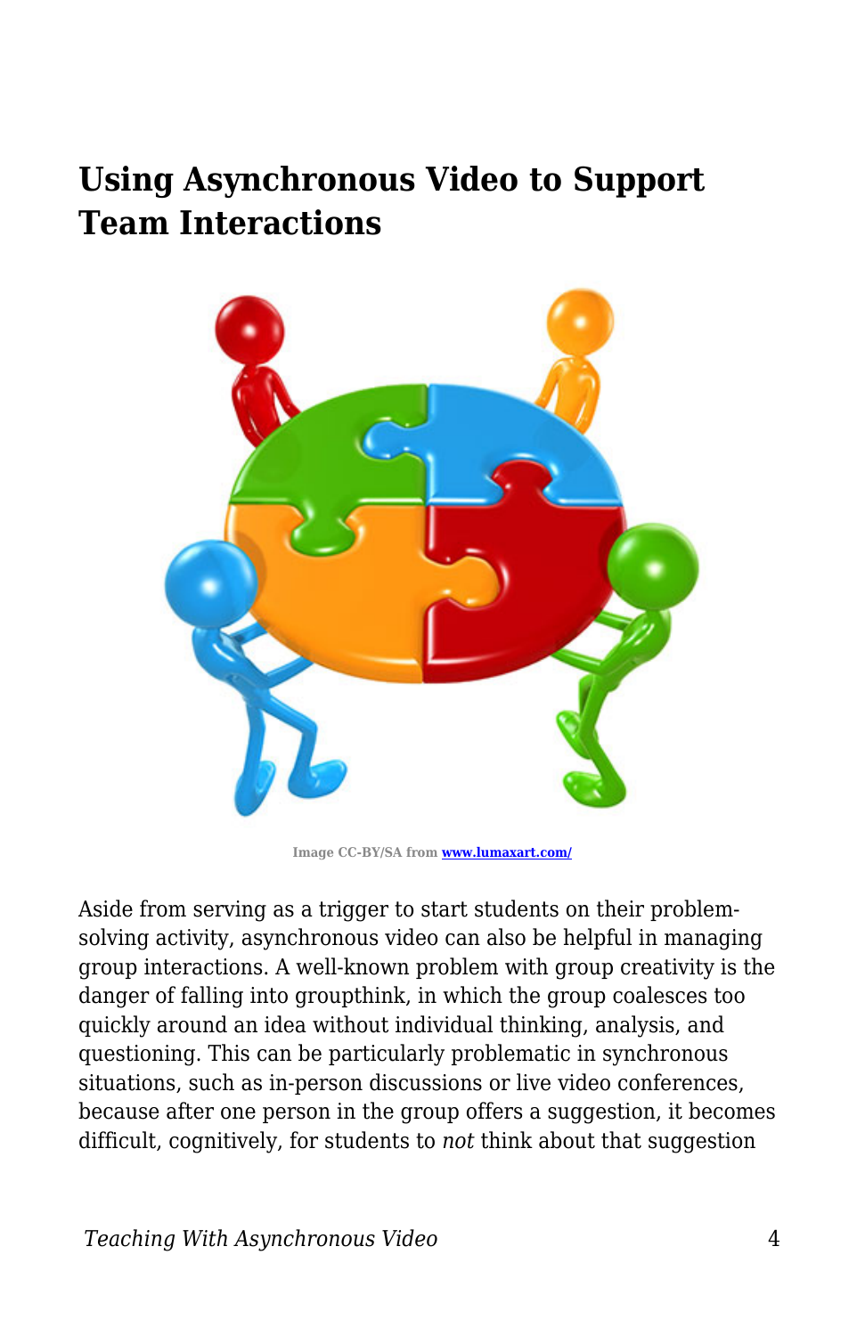# Using Asynchronous Video to Support Team Interactions

Image CC-BY/SA from [www.lumaxart.com/](http://www.lumaxart.com/)

Aside from serving as a trigger to start students on their problem-solving activity, asynchronous video can also be helpful in managing group interactions. A well-known problem with group creativity is the danger of falling into groupthink, in which the group coalesces too quickly around an idea without individual thinking, analysis, and questioning. This can be particularly problematic in synchronous situations, such as in-person discussions or live video conferences, because after one person in the group offers a suggestion, it becomes difficult, cognitively, for students to *not* think about that suggestion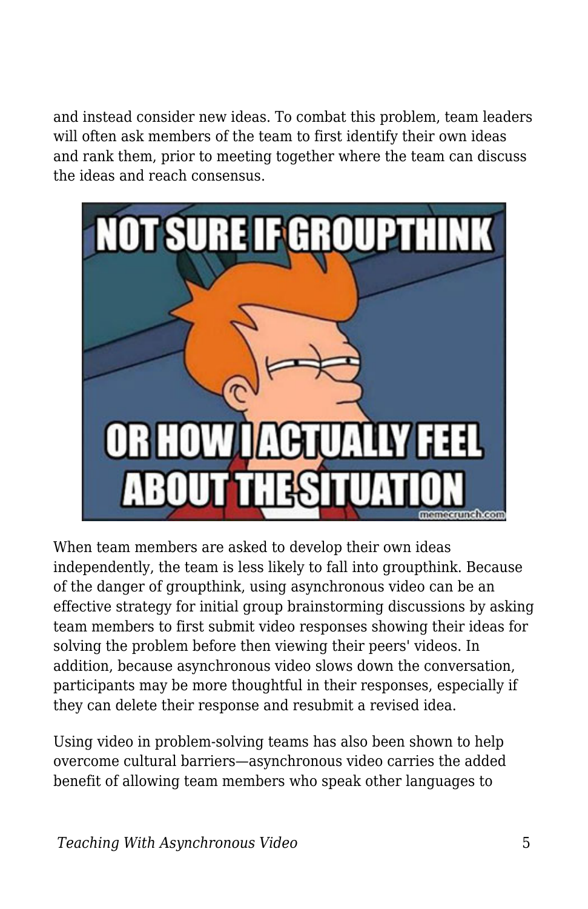and instead consider new ideas. To combat this problem, team leaders will often ask members of the team to first identify their own ideas and rank them, prior to meeting together where the team can discuss the ideas and reach consensus.

When team members are asked to develop their own ideas independently, the team is less likely to fall into groupthink. Because of the danger of groupthink, using asynchronous video can be an effective strategy for initial group brainstorming discussions by asking team members to first submit video responses showing their ideas for solving the problem before then viewing their peers' videos. In addition, because asynchronous video slows down the conversation, participants may be more thoughtful in their responses, especially if they can delete their response and resubmit a revised idea.

Using video in problem-solving teams has also been shown to help overcome cultural barriers—asynchronous video carries the added benefit of allowing team members who speak other languages to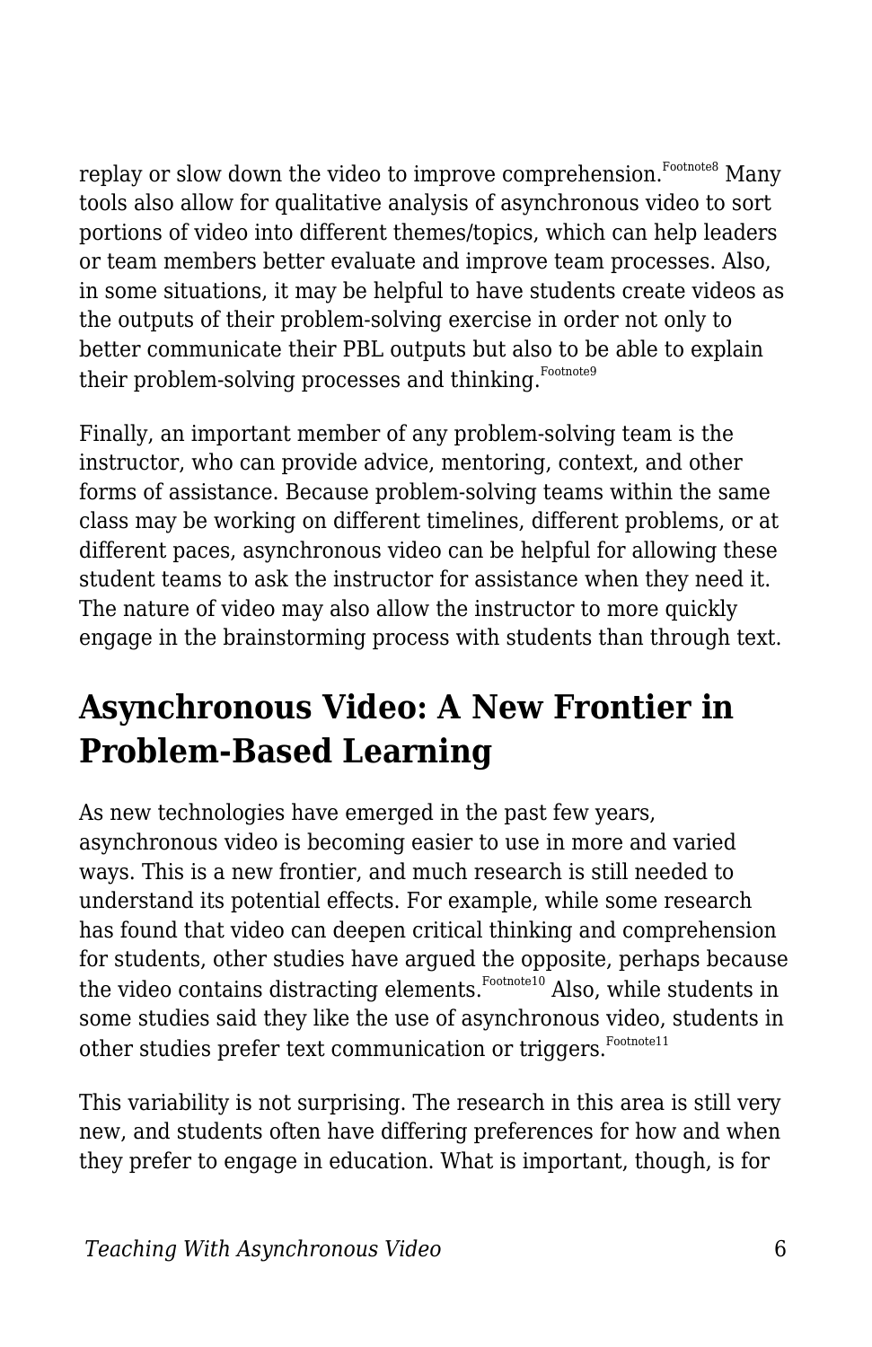replay or slow down the video to improve comprehension.[Footnote8] Many tools also allow for qualitative analysis of asynchronous video to sort portions of video into different themes/topics, which can help leaders or team members better evaluate and improve team processes. Also, in some situations, it may be helpful to have students create videos as the outputs of their problem-solving exercise in order not only to better communicate their PBL outputs but also to be able to explain their problem-solving processes and thinking.[Footnote9]

Finally, an important member of any problem-solving team is the instructor, who can provide advice, mentoring, context, and other forms of assistance. Because problem-solving teams within the same class may be working on different timelines, different problems, or at different paces, asynchronous video can be helpful for allowing these student teams to ask the instructor for assistance when they need it. The nature of video may also allow the instructor to more quickly engage in the brainstorming process with students than through text.

## Asynchronous Video: A New Frontier in Problem-Based Learning

As new technologies have emerged in the past few years, asynchronous video is becoming easier to use in more and varied ways. This is a new frontier, and much research is still needed to understand its potential effects. For example, while some research has found that video can deepen critical thinking and comprehension for students, other studies have argued the opposite, perhaps because the video contains distracting elements.[Footnote10] Also, while students in some studies said they like the use of asynchronous video, students in other studies prefer text communication or triggers.[Footnote11]

This variability is not surprising. The research in this area is still very new, and students often have differing preferences for how and when they prefer to engage in education. What is important, though, is for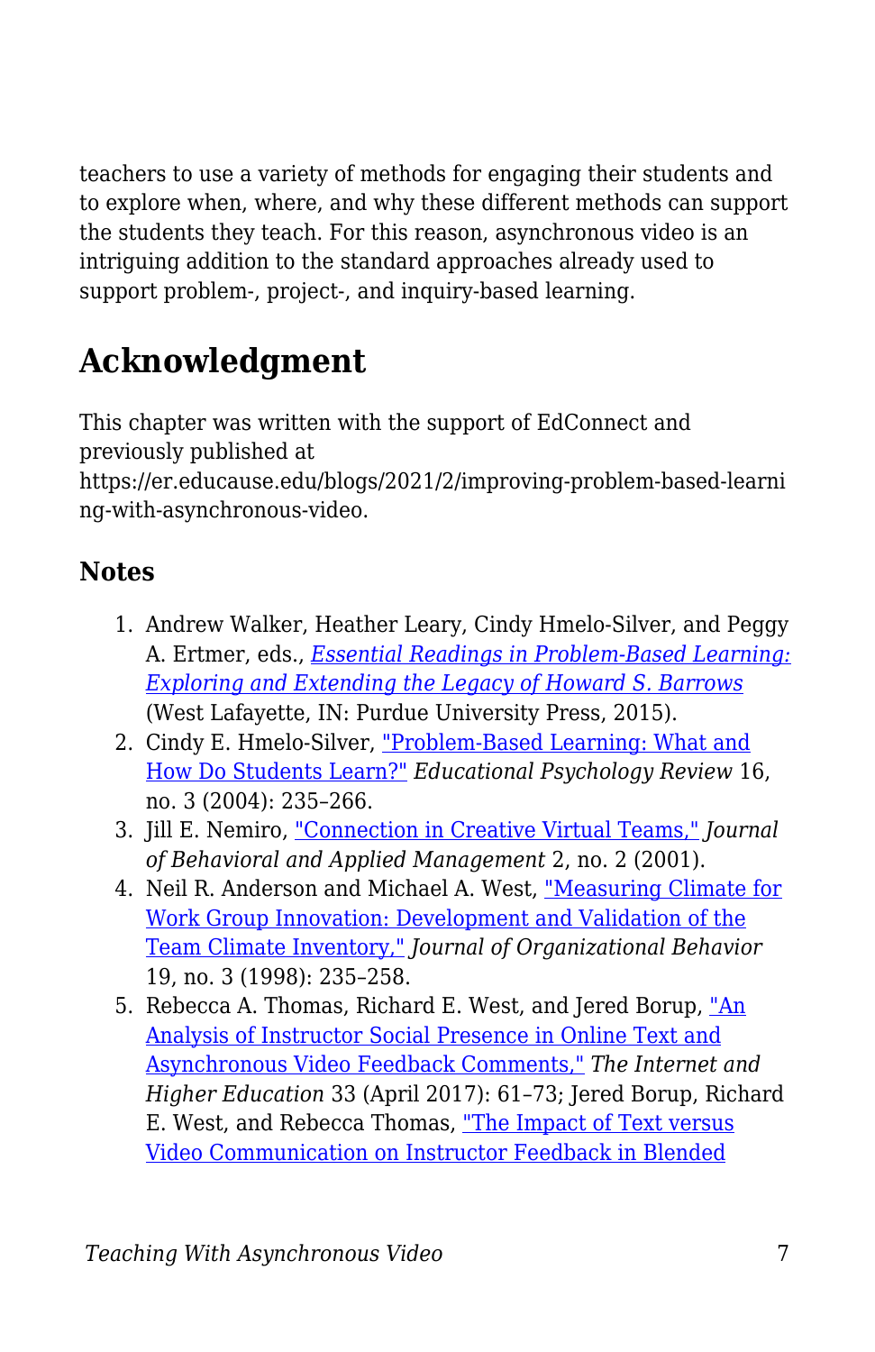teachers to use a variety of methods for engaging their students and to explore when, where, and why these different methods can support the students they teach. For this reason, asynchronous video is an intriguing addition to the standard approaches already used to support problem-, project-, and inquiry-based learning.

## Acknowledgment

This chapter was written with the support of EdConnect and previously published at https://er.educause.edu/blogs/2021/2/improving-problem-based-learning-with-asynchronous-video.

### Notes

1. Andrew Walker, Heather Leary, Cindy Hmelo-Silver, and Peggy A. Ertmer, eds., *Essential Readings in Problem-Based Learning: Exploring and Extending the Legacy of Howard S. Barrows* (West Lafayette, IN: Purdue University Press, 2015).
2. Cindy E. Hmelo-Silver, "Problem-Based Learning: What and How Do Students Learn?" *Educational Psychology Review* 16, no. 3 (2004): 235–266.
3. Jill E. Nemiro, "Connection in Creative Virtual Teams," *Journal of Behavioral and Applied Management* 2, no. 2 (2001).
4. Neil R. Anderson and Michael A. West, "Measuring Climate for Work Group Innovation: Development and Validation of the Team Climate Inventory," *Journal of Organizational Behavior* 19, no. 3 (1998): 235–258.
5. Rebecca A. Thomas, Richard E. West, and Jered Borup, "An Analysis of Instructor Social Presence in Online Text and Asynchronous Video Feedback Comments," *The Internet and Higher Education* 33 (April 2017): 61–73; Jered Borup, Richard E. West, and Rebecca Thomas, "The Impact of Text versus Video Communication on Instructor Feedback in Blended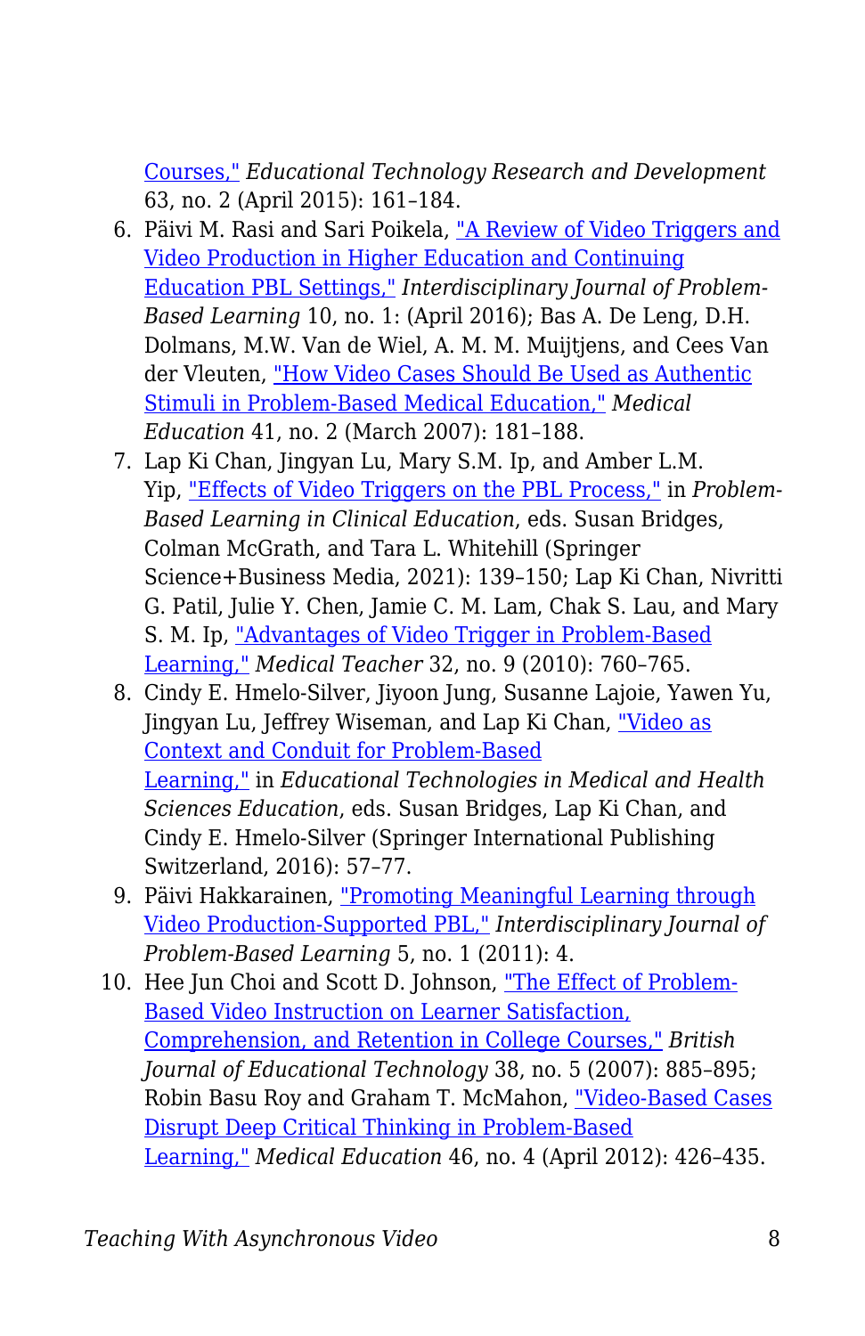Courses," *Educational Technology Research and Development* 63, no. 2 (April 2015): 161–184.

6. Päivi M. Rasi and Sari Poikela, "A Review of Video Triggers and Video Production in Higher Education and Continuing Education PBL Settings," *Interdisciplinary Journal of Problem-Based Learning* 10, no. 1: (April 2016); Bas A. De Leng, D.H. Dolmans, M.W. Van de Wiel, A. M. M. Muijtjens, and Cees Van der Vleuten, "How Video Cases Should Be Used as Authentic Stimuli in Problem-Based Medical Education," *Medical Education* 41, no. 2 (March 2007): 181–188.
7. Lap Ki Chan, Jingyan Lu, Mary S.M. Ip, and Amber L.M. Yip, "Effects of Video Triggers on the PBL Process," in *Problem-Based Learning in Clinical Education*, eds. Susan Bridges, Colman McGrath, and Tara L. Whitehill (Springer Science+Business Media, 2021): 139–150; Lap Ki Chan, Nivritti G. Patil, Julie Y. Chen, Jamie C. M. Lam, Chak S. Lau, and Mary S. M. Ip, "Advantages of Video Trigger in Problem-Based Learning," *Medical Teacher* 32, no. 9 (2010): 760–765.
8. Cindy E. Hmelo-Silver, Jiyoon Jung, Susanne Lajoie, Yawen Yu, Jingyan Lu, Jeffrey Wiseman, and Lap Ki Chan, "Video as Context and Conduit for Problem-Based Learning," in *Educational Technologies in Medical and Health Sciences Education*, eds. Susan Bridges, Lap Ki Chan, and Cindy E. Hmelo-Silver (Springer International Publishing Switzerland, 2016): 57–77.
9. Päivi Hakkarainen, "Promoting Meaningful Learning through Video Production-Supported PBL," *Interdisciplinary Journal of Problem-Based Learning* 5, no. 1 (2011): 4.
10. Hee Jun Choi and Scott D. Johnson, "The Effect of Problem-Based Video Instruction on Learner Satisfaction, Comprehension, and Retention in College Courses," *British Journal of Educational Technology* 38, no. 5 (2007): 885–895; Robin Basu Roy and Graham T. McMahon, "Video-Based Cases Disrupt Deep Critical Thinking in Problem-Based Learning," *Medical Education* 46, no. 4 (April 2012): 426–435.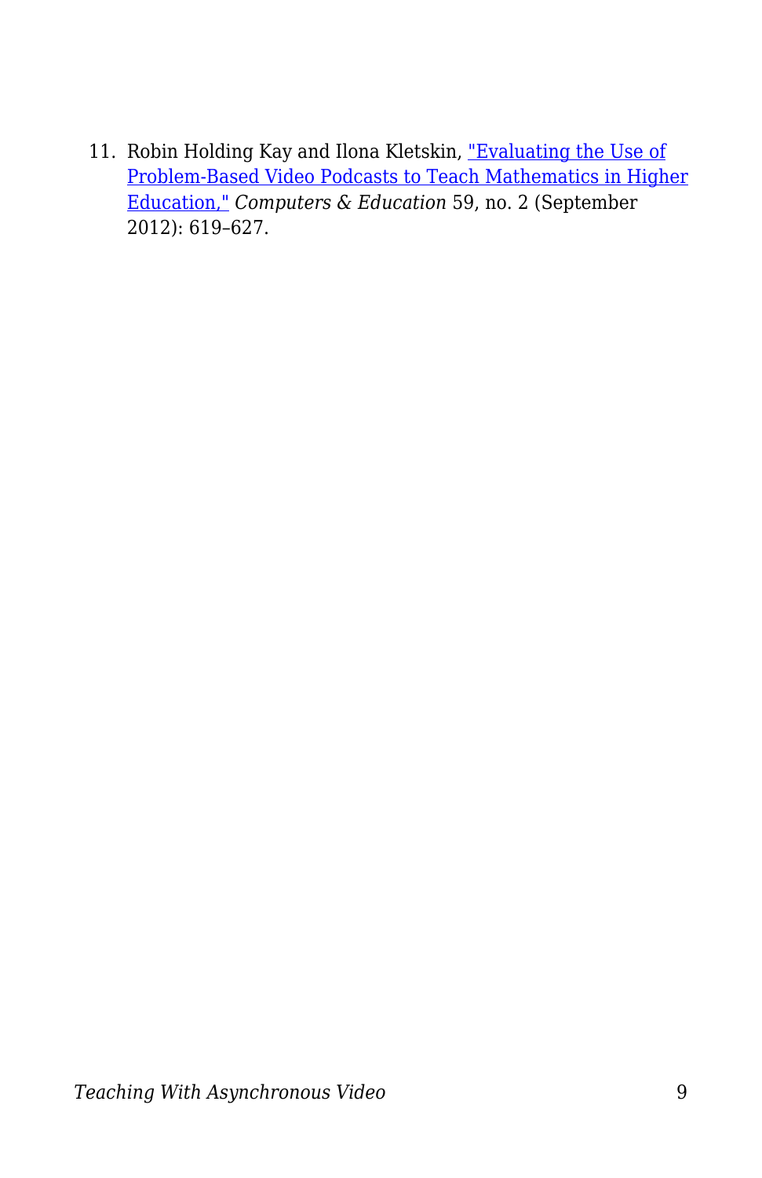11. Robin Holding Kay and Ilona Kletskin, "Evaluating the Use of Problem-Based Video Podcasts to Teach Mathematics in Higher Education," *Computers & Education* 59, no. 2 (September 2012): 619–627.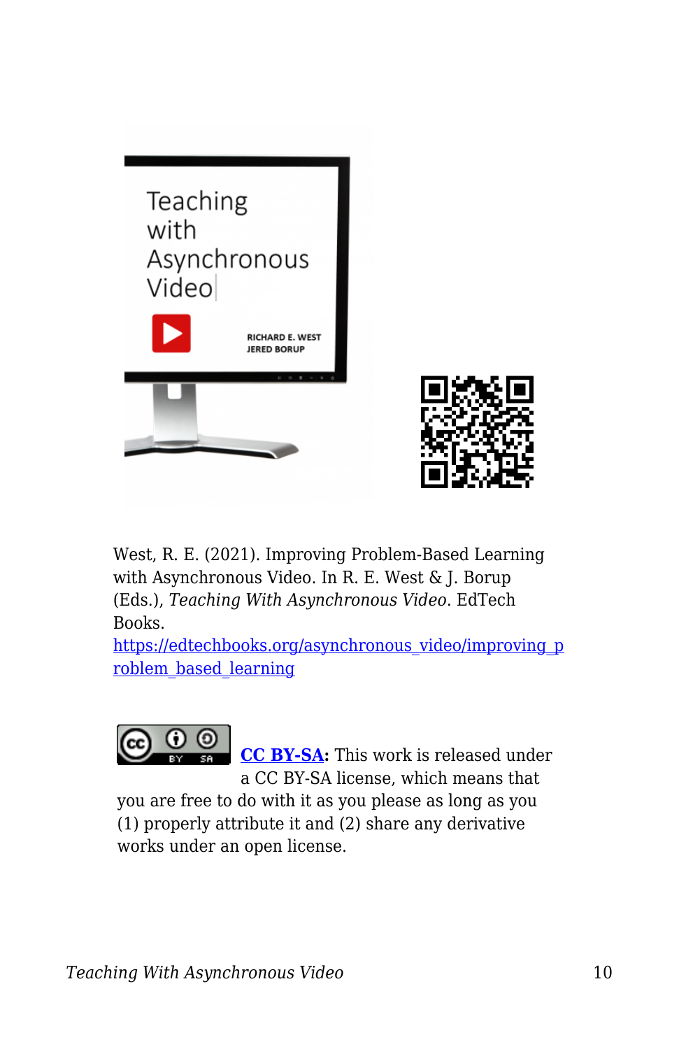West, R. E. (2021). Improving Problem-Based Learning with Asynchronous Video. In R. E. West & J. Borup (Eds.), *Teaching With Asynchronous Video*. EdTech Books. https://edtechbooks.org/asynchronous_video/improving_problem_based_learning

**CC BY-SA:** This work is released under a CC BY-SA license, which means that you are free to do with it as you please as long as you (1) properly attribute it and (2) share any derivative works under an open license.